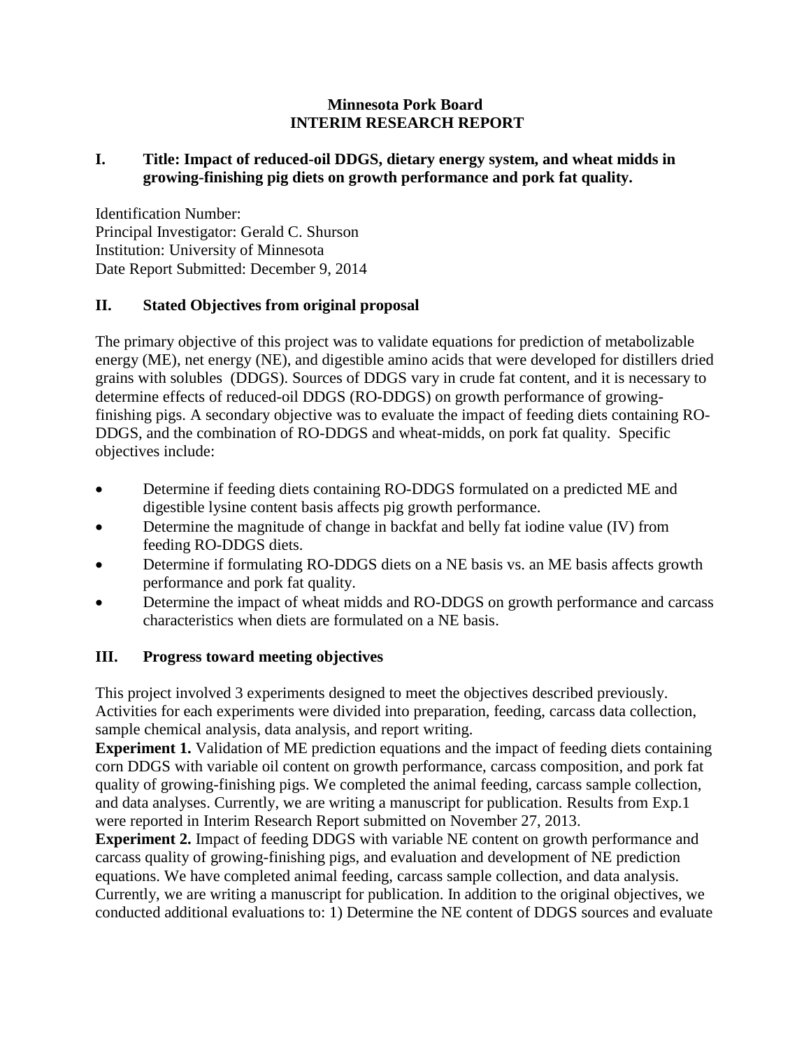**Minnesota Pork Board**
**INTERIM RESEARCH REPORT**

## I. Title: Impact of reduced-oil DDGS, dietary energy system, and wheat midds in growing-finishing pig diets on growth performance and pork fat quality.

Identification Number:
Principal Investigator: Gerald C. Shurson
Institution: University of Minnesota
Date Report Submitted: December 9, 2014

## II. Stated Objectives from original proposal

The primary objective of this project was to validate equations for prediction of metabolizable energy (ME), net energy (NE), and digestible amino acids that were developed for distillers dried grains with solubles (DDGS). Sources of DDGS vary in crude fat content, and it is necessary to determine effects of reduced-oil DDGS (RO-DDGS) on growth performance of growing-finishing pigs. A secondary objective was to evaluate the impact of feeding diets containing RO-DDGS, and the combination of RO-DDGS and wheat-midds, on pork fat quality. Specific objectives include:

- Determine if feeding diets containing RO-DDGS formulated on a predicted ME and digestible lysine content basis affects pig growth performance.
- Determine the magnitude of change in backfat and belly fat iodine value (IV) from feeding RO-DDGS diets.
- Determine if formulating RO-DDGS diets on a NE basis vs. an ME basis affects growth performance and pork fat quality.
- Determine the impact of wheat midds and RO-DDGS on growth performance and carcass characteristics when diets are formulated on a NE basis.

## III. Progress toward meeting objectives

This project involved 3 experiments designed to meet the objectives described previously. Activities for each experiments were divided into preparation, feeding, carcass data collection, sample chemical analysis, data analysis, and report writing.

**Experiment 1.** Validation of ME prediction equations and the impact of feeding diets containing corn DDGS with variable oil content on growth performance, carcass composition, and pork fat quality of growing-finishing pigs. We completed the animal feeding, carcass sample collection, and data analyses. Currently, we are writing a manuscript for publication. Results from Exp.1 were reported in Interim Research Report submitted on November 27, 2013.

**Experiment 2.** Impact of feeding DDGS with variable NE content on growth performance and carcass quality of growing-finishing pigs, and evaluation and development of NE prediction equations. We have completed animal feeding, carcass sample collection, and data analysis. Currently, we are writing a manuscript for publication. In addition to the original objectives, we conducted additional evaluations to: 1) Determine the NE content of DDGS sources and evaluate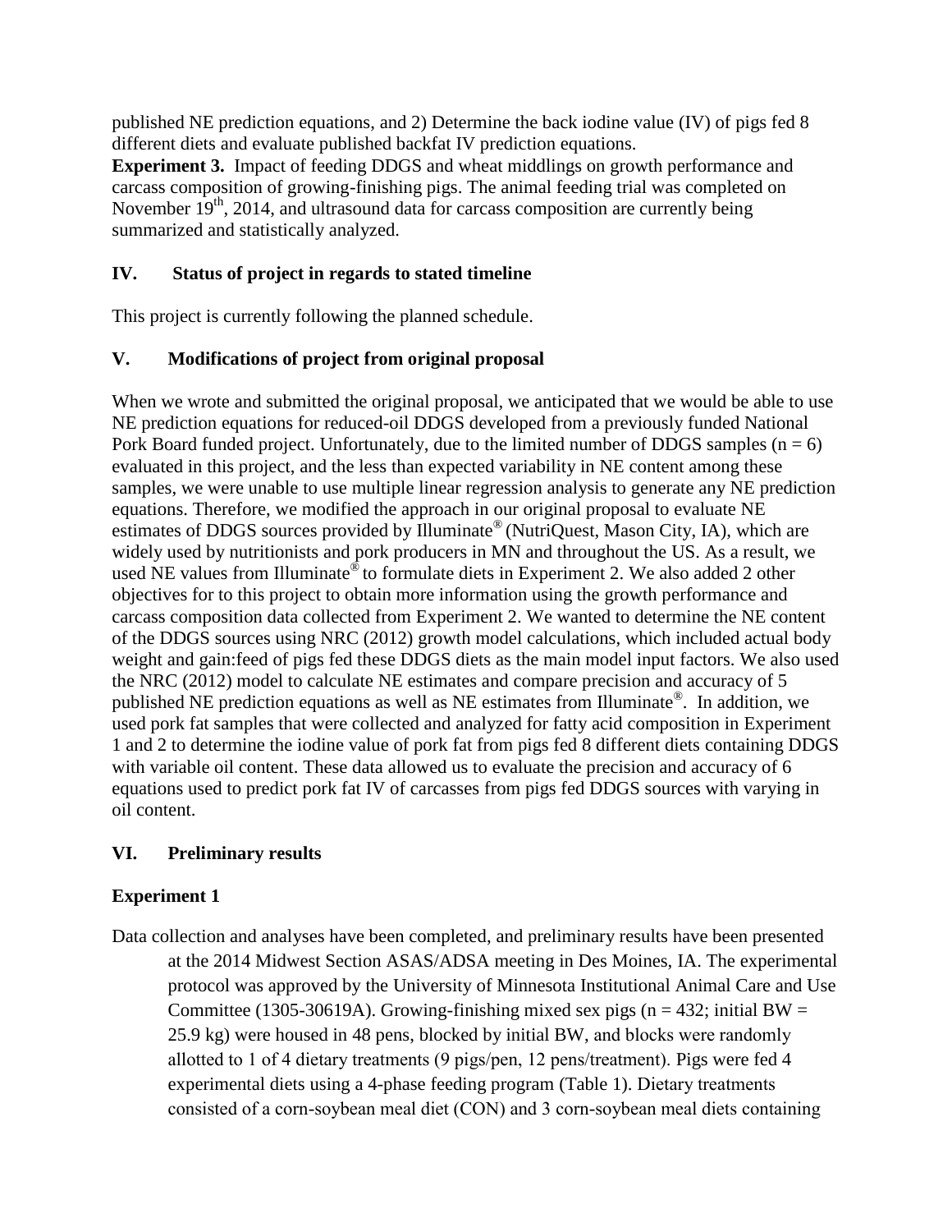published NE prediction equations, and 2) Determine the back iodine value (IV) of pigs fed 8 different diets and evaluate published backfat IV prediction equations.

**Experiment 3.** Impact of feeding DDGS and wheat middlings on growth performance and carcass composition of growing-finishing pigs. The animal feeding trial was completed on November 19th, 2014, and ultrasound data for carcass composition are currently being summarized and statistically analyzed.

## IV. Status of project in regards to stated timeline

This project is currently following the planned schedule.

## V. Modifications of project from original proposal

When we wrote and submitted the original proposal, we anticipated that we would be able to use NE prediction equations for reduced-oil DDGS developed from a previously funded National Pork Board funded project. Unfortunately, due to the limited number of DDGS samples (n = 6) evaluated in this project, and the less than expected variability in NE content among these samples, we were unable to use multiple linear regression analysis to generate any NE prediction equations. Therefore, we modified the approach in our original proposal to evaluate NE estimates of DDGS sources provided by Illuminate® (NutriQuest, Mason City, IA), which are widely used by nutritionists and pork producers in MN and throughout the US. As a result, we used NE values from Illuminate® to formulate diets in Experiment 2. We also added 2 other objectives for to this project to obtain more information using the growth performance and carcass composition data collected from Experiment 2. We wanted to determine the NE content of the DDGS sources using NRC (2012) growth model calculations, which included actual body weight and gain:feed of pigs fed these DDGS diets as the main model input factors. We also used the NRC (2012) model to calculate NE estimates and compare precision and accuracy of 5 published NE prediction equations as well as NE estimates from Illuminate®. In addition, we used pork fat samples that were collected and analyzed for fatty acid composition in Experiment 1 and 2 to determine the iodine value of pork fat from pigs fed 8 different diets containing DDGS with variable oil content. These data allowed us to evaluate the precision and accuracy of 6 equations used to predict pork fat IV of carcasses from pigs fed DDGS sources with varying in oil content.

## VI. Preliminary results

### Experiment 1

Data collection and analyses have been completed, and preliminary results have been presented at the 2014 Midwest Section ASAS/ADSA meeting in Des Moines, IA. The experimental protocol was approved by the University of Minnesota Institutional Animal Care and Use Committee (1305-30619A). Growing-finishing mixed sex pigs (n = 432; initial BW = 25.9 kg) were housed in 48 pens, blocked by initial BW, and blocks were randomly allotted to 1 of 4 dietary treatments (9 pigs/pen, 12 pens/treatment). Pigs were fed 4 experimental diets using a 4-phase feeding program (Table 1). Dietary treatments consisted of a corn-soybean meal diet (CON) and 3 corn-soybean meal diets containing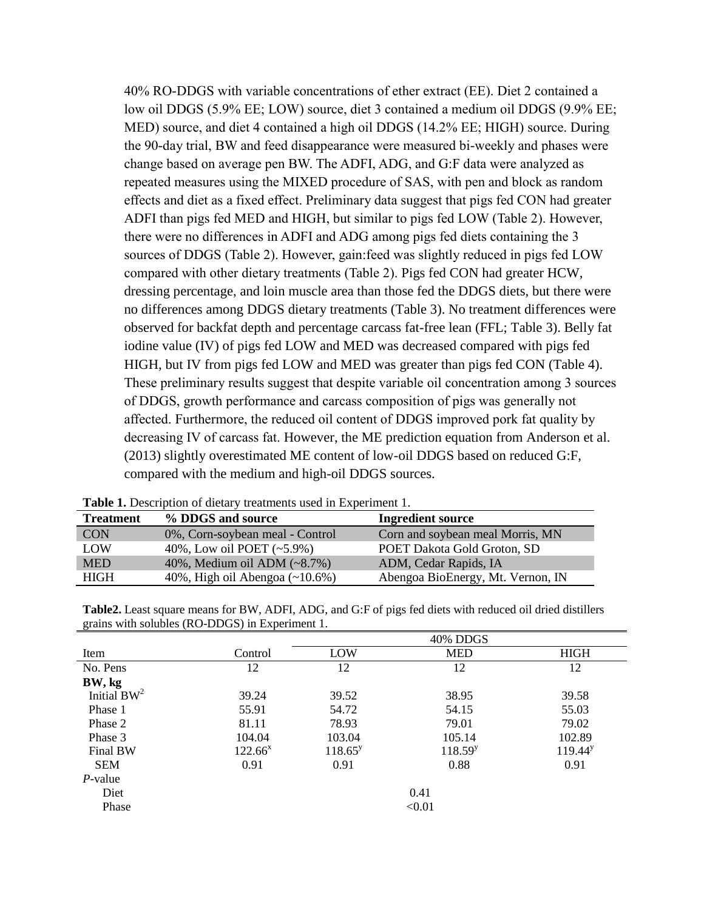40% RO-DDGS with variable concentrations of ether extract (EE). Diet 2 contained a low oil DDGS (5.9% EE; LOW) source, diet 3 contained a medium oil DDGS (9.9% EE; MED) source, and diet 4 contained a high oil DDGS (14.2% EE; HIGH) source. During the 90-day trial, BW and feed disappearance were measured bi-weekly and phases were change based on average pen BW. The ADFI, ADG, and G:F data were analyzed as repeated measures using the MIXED procedure of SAS, with pen and block as random effects and diet as a fixed effect. Preliminary data suggest that pigs fed CON had greater ADFI than pigs fed MED and HIGH, but similar to pigs fed LOW (Table 2). However, there were no differences in ADFI and ADG among pigs fed diets containing the 3 sources of DDGS (Table 2). However, gain:feed was slightly reduced in pigs fed LOW compared with other dietary treatments (Table 2). Pigs fed CON had greater HCW, dressing percentage, and loin muscle area than those fed the DDGS diets, but there were no differences among DDGS dietary treatments (Table 3). No treatment differences were observed for backfat depth and percentage carcass fat-free lean (FFL; Table 3). Belly fat iodine value (IV) of pigs fed LOW and MED was decreased compared with pigs fed HIGH, but IV from pigs fed LOW and MED was greater than pigs fed CON (Table 4). These preliminary results suggest that despite variable oil concentration among 3 sources of DDGS, growth performance and carcass composition of pigs was generally not affected. Furthermore, the reduced oil content of DDGS improved pork fat quality by decreasing IV of carcass fat. However, the ME prediction equation from Anderson et al. (2013) slightly overestimated ME content of low-oil DDGS based on reduced G:F, compared with the medium and high-oil DDGS sources.

**Table 1.** Description of dietary treatments used in Experiment 1.

| Treatment | % DDGS and source | Ingredient source |
|---|---|---|
| CON | 0%, Corn-soybean meal - Control | Corn and soybean meal Morris, MN |
| LOW | 40%, Low oil POET (~5.9%) | POET Dakota Gold Groton, SD |
| MED | 40%, Medium oil ADM (~8.7%) | ADM, Cedar Rapids, IA |
| HIGH | 40%, High oil Abengoa (~10.6%) | Abengoa BioEnergy, Mt. Vernon, IN |

**Table2.** Least square means for BW, ADFI, ADG, and G:F of pigs fed diets with reduced oil dried distillers grains with solubles (RO-DDGS) in Experiment 1.

| | | 40% DDGS | | |
|---|---|---|---|---|
| Item | Control | LOW | MED | HIGH |
| No. Pens | 12 | 12 | 12 | 12 |
| **BW, kg** | | | | |
| Initial BW[2] | 39.24 | 39.52 | 38.95 | 39.58 |
| Phase 1 | 55.91 | 54.72 | 54.15 | 55.03 |
| Phase 2 | 81.11 | 78.93 | 79.01 | 79.02 |
| Phase 3 | 104.04 | 103.04 | 105.14 | 102.89 |
| Final BW | 122.66[x] | 118.65[y] | 118.59[y] | 119.44[y] |
| SEM | 0.91 | 0.91 | 0.88 | 0.91 |
| *P*-value | | | | |
| Diet | | | 0.41 | |
| Phase | | | <0.01 | |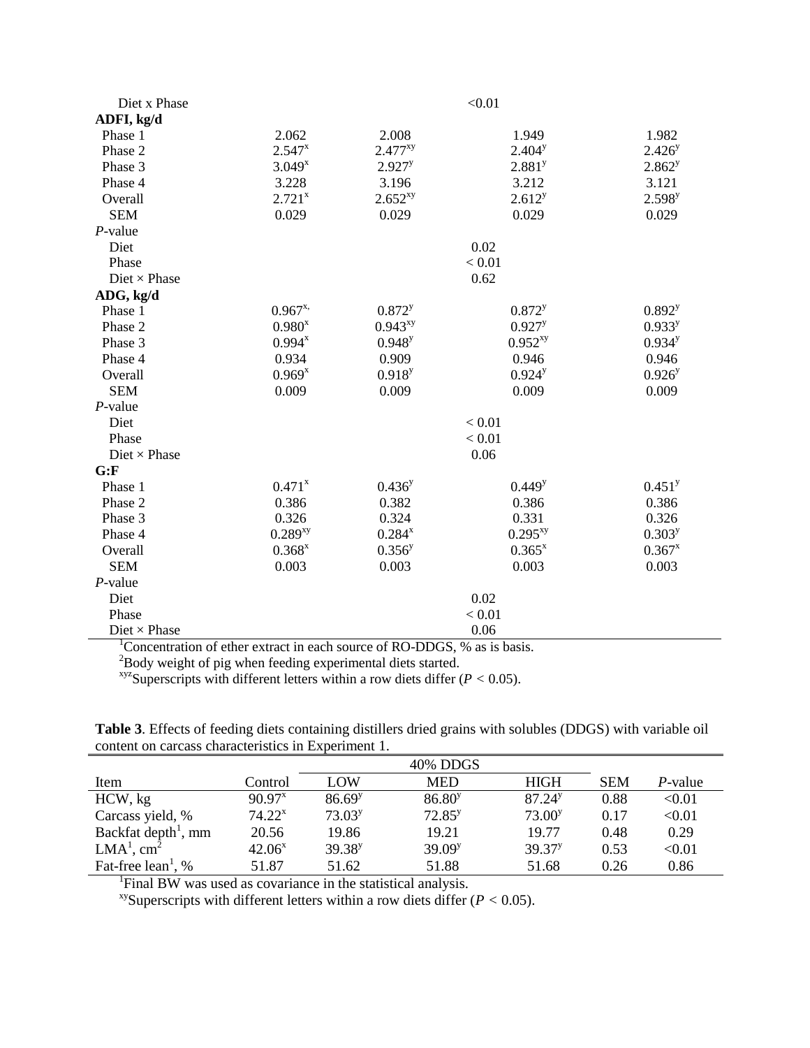| Item | | | | |
|---|---|---|---|---|
| Diet x Phase | | | <0.01 | |
| **ADFI, kg/d** | | | | |
| Phase 1 | 2.062 | 2.008 | 1.949 | 1.982 |
| Phase 2 | 2.547[x] | 2.477[xy] | 2.404[y] | 2.426[y] |
| Phase 3 | 3.049[x] | 2.927[y] | 2.881[y] | 2.862[y] |
| Phase 4 | 3.228 | 3.196 | 3.212 | 3.121 |
| Overall | 2.721[x] | 2.652[xy] | 2.612[y] | 2.598[y] |
| SEM | 0.029 | 0.029 | 0.029 | 0.029 |
| *P*-value | | | | |
| Diet | | | 0.02 | |
| Phase | | | < 0.01 | |
| Diet × Phase | | | 0.62 | |
| **ADG, kg/d** | | | | |
| Phase 1 | 0.967[x,] | 0.872[y] | 0.872[y] | 0.892[y] |
| Phase 2 | 0.980[x] | 0.943[xy] | 0.927[y] | 0.933[y] |
| Phase 3 | 0.994[x] | 0.948[y] | 0.952[xy] | 0.934[y] |
| Phase 4 | 0.934 | 0.909 | 0.946 | 0.946 |
| Overall | 0.969[x] | 0.918[y] | 0.924[y] | 0.926[y] |
| SEM | 0.009 | 0.009 | 0.009 | 0.009 |
| *P*-value | | | | |
| Diet | | | < 0.01 | |
| Phase | | | < 0.01 | |
| Diet × Phase | | | 0.06 | |
| **G:F** | | | | |
| Phase 1 | 0.471[x] | 0.436[y] | 0.449[y] | 0.451[y] |
| Phase 2 | 0.386 | 0.382 | 0.386 | 0.386 |
| Phase 3 | 0.326 | 0.324 | 0.331 | 0.326 |
| Phase 4 | 0.289[xy] | 0.284[x] | 0.295[xy] | 0.303[y] |
| Overall | 0.368[x] | 0.356[y] | 0.365[x] | 0.367[x] |
| SEM | 0.003 | 0.003 | 0.003 | 0.003 |
| *P*-value | | | | |
| Diet | | | 0.02 | |
| Phase | | | < 0.01 | |
| Diet × Phase | | | 0.06 | |

[1]Concentration of ether extract in each source of RO-DDGS, % as is basis.

[2]Body weight of pig when feeding experimental diets started.

[xyz]Superscripts with different letters within a row diets differ ($P < 0.05$).

**Table 3**. Effects of feeding diets containing distillers dried grains with solubles (DDGS) with variable oil content on carcass characteristics in Experiment 1.

| | | 40% DDGS | | | | |
|---|---|---|---|---|---|---|
| Item | Control | LOW | MED | HIGH | SEM | *P*-value |
| HCW, kg | 90.97[x] | 86.69[y] | 86.80[y] | 87.24[y] | 0.88 | <0.01 |
| Carcass yield, % | 74.22[x] | 73.03[y] | 72.85[y] | 73.00[y] | 0.17 | <0.01 |
| Backfat depth[1], mm | 20.56 | 19.86 | 19.21 | 19.77 | 0.48 | 0.29 |
| LMA[1], $cm^2$ | 42.06[x] | 39.38[y] | 39.09[y] | 39.37[y] | 0.53 | <0.01 |
| Fat-free lean[1], % | 51.87 | 51.62 | 51.88 | 51.68 | 0.26 | 0.86 |

[1]Final BW was used as covariance in the statistical analysis.

[xy]Superscripts with different letters within a row diets differ ($P < 0.05$).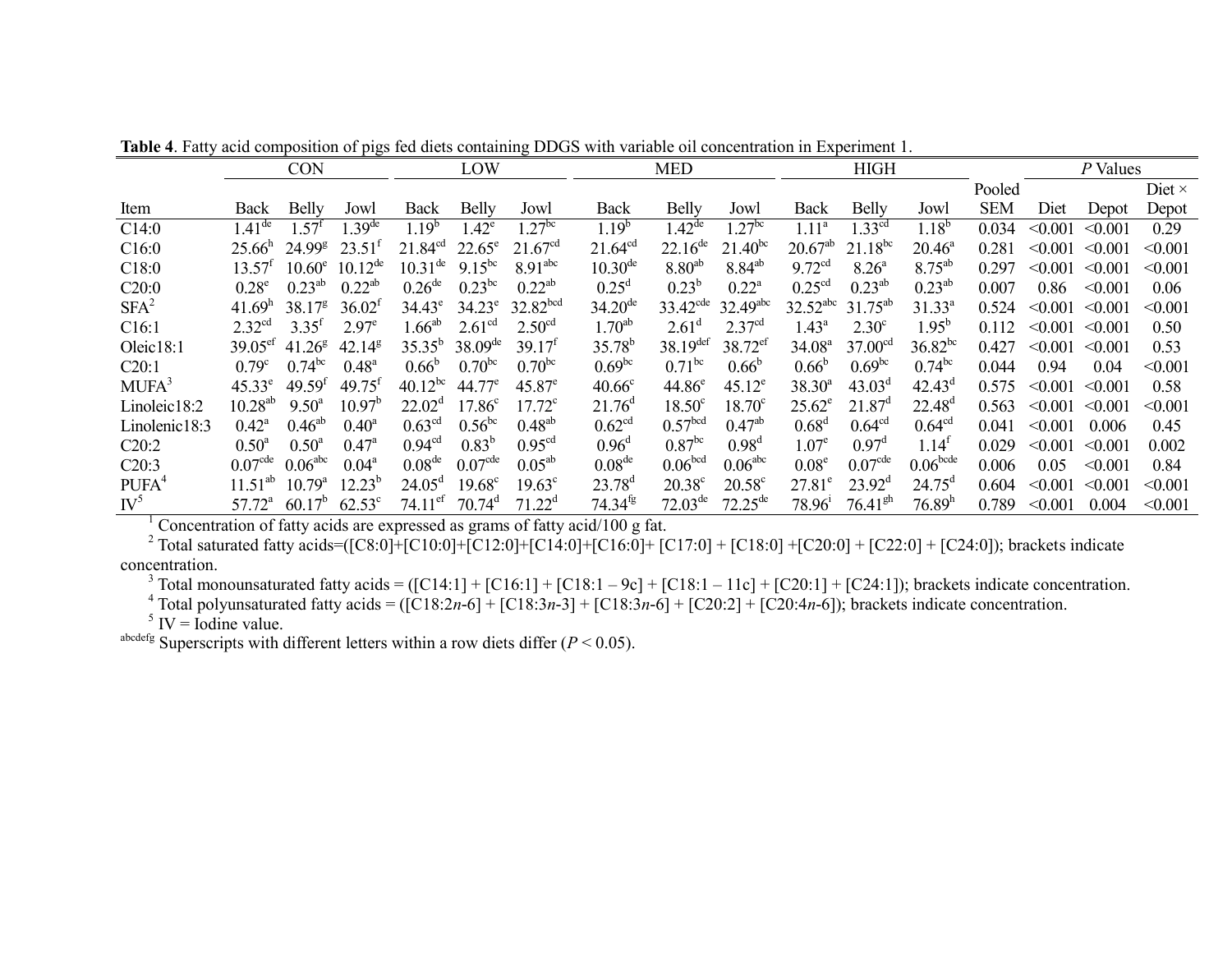**Table 4**. Fatty acid composition of pigs fed diets containing DDGS with variable oil concentration in Experiment 1.

| | CON | | | LOW | | | MED | | | HIGH | | | Pooled | *P* Values | | Diet × |
|---|---|---|---|---|---|---|---|---|---|---|---|---|---|---|---|---|
| Item | Back | Belly | Jowl | Back | Belly | Jowl | Back | Belly | Jowl | Back | Belly | Jowl | SEM | Diet | Depot | Depot |
| C14:0 | $1.41^{de}$ | $1.57^{f}$ | $1.39^{de}$ | $1.19^{b}$ | $1.42^{e}$ | $1.27^{bc}$ | $1.19^{b}$ | $1.42^{de}$ | $1.27^{bc}$ | $1.11^{a}$ | $1.33^{cd}$ | $1.18^{b}$ | 0.034 | <0.001 | <0.001 | 0.29 |
| C16:0 | $25.66^{h}$ | $24.99^{g}$ | $23.51^{f}$ | $21.84^{cd}$ | $22.65^{e}$ | $21.67^{cd}$ | $21.64^{cd}$ | $22.16^{de}$ | $21.40^{bc}$ | $20.67^{ab}$ | $21.18^{bc}$ | $20.46^{a}$ | 0.281 | <0.001 | <0.001 | <0.001 |
| C18:0 | $13.57^{f}$ | $10.60^{e}$ | $10.12^{de}$ | $10.31^{de}$ | $9.15^{bc}$ | $8.91^{abc}$ | $10.30^{de}$ | $8.80^{ab}$ | $8.84^{ab}$ | $9.72^{cd}$ | $8.26^{a}$ | $8.75^{ab}$ | 0.297 | <0.001 | <0.001 | <0.001 |
| C20:0 | $0.28^{e}$ | $0.23^{ab}$ | $0.22^{ab}$ | $0.26^{de}$ | $0.23^{bc}$ | $0.22^{ab}$ | $0.25^{d}$ | $0.23^{b}$ | $0.22^{a}$ | $0.25^{cd}$ | $0.23^{ab}$ | $0.23^{ab}$ | 0.007 | 0.86 | <0.001 | 0.06 |
| SFA[2] | $41.69^{h}$ | $38.17^{g}$ | $36.02^{f}$ | $34.43^{e}$ | $34.23^{e}$ | $32.82^{bcd}$ | $34.20^{de}$ | $33.42^{cde}$ | $32.49^{abc}$ | $32.52^{abc}$ | $31.75^{ab}$ | $31.33^{a}$ | 0.524 | <0.001 | <0.001 | <0.001 |
| C16:1 | $2.32^{cd}$ | $3.35^{f}$ | $2.97^{e}$ | $1.66^{ab}$ | $2.61^{cd}$ | $2.50^{cd}$ | $1.70^{ab}$ | $2.61^{d}$ | $2.37^{cd}$ | $1.43^{a}$ | $2.30^{c}$ | $1.95^{b}$ | 0.112 | <0.001 | <0.001 | 0.50 |
| Oleic18:1 | $39.05^{ef}$ | $41.26^{g}$ | $42.14^{g}$ | $35.35^{b}$ | $38.09^{de}$ | $39.17^{f}$ | $35.78^{b}$ | $38.19^{def}$ | $38.72^{ef}$ | $34.08^{a}$ | $37.00^{cd}$ | $36.82^{bc}$ | 0.427 | <0.001 | <0.001 | 0.53 |
| C20:1 | $0.79^{c}$ | $0.74^{bc}$ | $0.48^{a}$ | $0.66^{b}$ | $0.70^{bc}$ | $0.70^{bc}$ | $0.69^{bc}$ | $0.71^{bc}$ | $0.66^{b}$ | $0.66^{b}$ | $0.69^{bc}$ | $0.74^{bc}$ | 0.044 | 0.94 | 0.04 | <0.001 |
| MUFA[3] | $45.33^{e}$ | $49.59^{f}$ | $49.75^{f}$ | $40.12^{bc}$ | $44.77^{e}$ | $45.87^{e}$ | $40.66^{c}$ | $44.86^{e}$ | $45.12^{e}$ | $38.30^{a}$ | $43.03^{d}$ | $42.43^{d}$ | 0.575 | <0.001 | <0.001 | 0.58 |
| Linoleic18:2 | $10.28^{ab}$ | $9.50^{a}$ | $10.97^{b}$ | $22.02^{d}$ | $17.86^{c}$ | $17.72^{c}$ | $21.76^{d}$ | $18.50^{c}$ | $18.70^{c}$ | $25.62^{e}$ | $21.87^{d}$ | $22.48^{d}$ | 0.563 | <0.001 | <0.001 | <0.001 |
| Linolenic18:3 | $0.42^{a}$ | $0.46^{ab}$ | $0.40^{a}$ | $0.63^{cd}$ | $0.56^{bc}$ | $0.48^{ab}$ | $0.62^{cd}$ | $0.57^{bcd}$ | $0.47^{ab}$ | $0.68^{d}$ | $0.64^{cd}$ | $0.64^{cd}$ | 0.041 | <0.001 | 0.006 | 0.45 |
| C20:2 | $0.50^{a}$ | $0.50^{a}$ | $0.47^{a}$ | $0.94^{cd}$ | $0.83^{b}$ | $0.95^{cd}$ | $0.96^{d}$ | $0.87^{bc}$ | $0.98^{d}$ | $1.07^{e}$ | $0.97^{d}$ | $1.14^{f}$ | 0.029 | <0.001 | <0.001 | 0.002 |
| C20:3 | $0.07^{cde}$ | $0.06^{abc}$ | $0.04^{a}$ | $0.08^{de}$ | $0.07^{cde}$ | $0.05^{ab}$ | $0.08^{de}$ | $0.06^{bcd}$ | $0.06^{abc}$ | $0.08^{e}$ | $0.07^{cde}$ | $0.06^{bcde}$ | 0.006 | 0.05 | <0.001 | 0.84 |
| PUFA[4] | $11.51^{ab}$ | $10.79^{a}$ | $12.23^{b}$ | $24.05^{d}$ | $19.68^{c}$ | $19.63^{c}$ | $23.78^{d}$ | $20.38^{c}$ | $20.58^{c}$ | $27.81^{e}$ | $23.92^{d}$ | $24.75^{d}$ | 0.604 | <0.001 | <0.001 | <0.001 |
| IV[5] | $57.72^{a}$ | $60.17^{b}$ | $62.53^{c}$ | $74.11^{ef}$ | $70.74^{d}$ | $71.22^{d}$ | $74.34^{fg}$ | $72.03^{de}$ | $72.25^{de}$ | $78.96^{i}$ | $76.41^{gh}$ | $76.89^{h}$ | 0.789 | <0.001 | 0.004 | <0.001 |

[1] Concentration of fatty acids are expressed as grams of fatty acid/100 g fat.

[2] Total saturated fatty acids=([C8:0]+[C10:0]+[C12:0]+[C14:0]+[C16:0]+ [C17:0] + [C18:0] +[C20:0] + [C22:0] + [C24:0]); brackets indicate concentration.

[3] Total monounsaturated fatty acids = ([C14:1] + [C16:1] + [C18:1 – 9c] + [C18:1 – 11c] + [C20:1] + [C24:1]); brackets indicate concentration.

[4] Total polyunsaturated fatty acids = ([C18:2*n*-6] + [C18:3*n*-3] + [C18:3*n*-6] + [C20:2] + [C20:4*n*-6]); brackets indicate concentration.

[5] IV = Iodine value.

[abcdefg] Superscripts with different letters within a row diets differ ($P < 0.05$).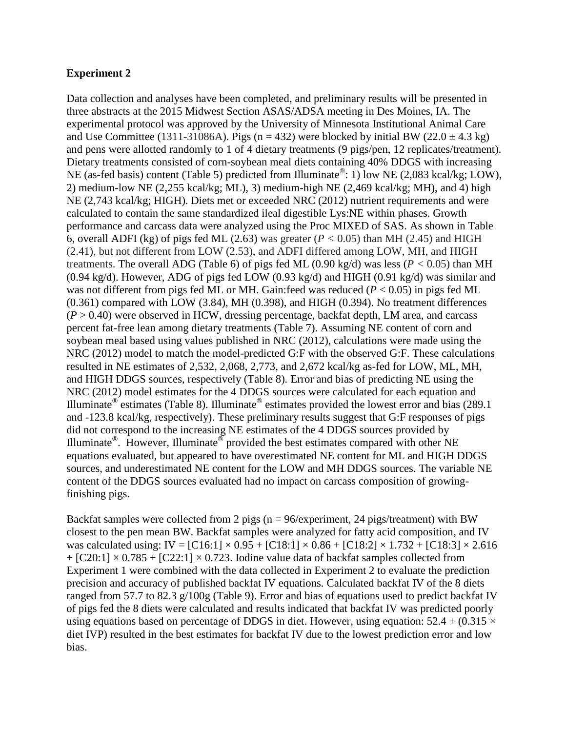**Experiment 2**

Data collection and analyses have been completed, and preliminary results will be presented in three abstracts at the 2015 Midwest Section ASAS/ADSA meeting in Des Moines, IA. The experimental protocol was approved by the University of Minnesota Institutional Animal Care and Use Committee (1311-31086A). Pigs (n = 432) were blocked by initial BW (22.0 ± 4.3 kg) and pens were allotted randomly to 1 of 4 dietary treatments (9 pigs/pen, 12 replicates/treatment). Dietary treatments consisted of corn-soybean meal diets containing 40% DDGS with increasing NE (as-fed basis) content (Table 5) predicted from Illuminate®: 1) low NE (2,083 kcal/kg; LOW), 2) medium-low NE (2,255 kcal/kg; ML), 3) medium-high NE (2,469 kcal/kg; MH), and 4) high NE (2,743 kcal/kg; HIGH). Diets met or exceeded NRC (2012) nutrient requirements and were calculated to contain the same standardized ileal digestible Lys:NE within phases. Growth performance and carcass data were analyzed using the Proc MIXED of SAS. As shown in Table 6, overall ADFI (kg) of pigs fed ML (2.63) was greater ($P < 0.05$) than MH (2.45) and HIGH (2.41), but not different from LOW (2.53), and ADFI differed among LOW, MH, and HIGH treatments. The overall ADG (Table 6) of pigs fed ML (0.90 kg/d) was less ($P < 0.05$) than MH (0.94 kg/d). However, ADG of pigs fed LOW (0.93 kg/d) and HIGH (0.91 kg/d) was similar and was not different from pigs fed ML or MH. Gain:feed was reduced ($P < 0.05$) in pigs fed ML (0.361) compared with LOW (3.84), MH (0.398), and HIGH (0.394). No treatment differences ($P > 0.40$) were observed in HCW, dressing percentage, backfat depth, LM area, and carcass percent fat-free lean among dietary treatments (Table 7). Assuming NE content of corn and soybean meal based using values published in NRC (2012), calculations were made using the NRC (2012) model to match the model-predicted G:F with the observed G:F. These calculations resulted in NE estimates of 2,532, 2,068, 2,773, and 2,672 kcal/kg as-fed for LOW, ML, MH, and HIGH DDGS sources, respectively (Table 8). Error and bias of predicting NE using the NRC (2012) model estimates for the 4 DDGS sources were calculated for each equation and Illuminate® estimates (Table 8). Illuminate® estimates provided the lowest error and bias (289.1 and -123.8 kcal/kg, respectively). These preliminary results suggest that G:F responses of pigs did not correspond to the increasing NE estimates of the 4 DDGS sources provided by Illuminate®. However, Illuminate® provided the best estimates compared with other NE equations evaluated, but appeared to have overestimated NE content for ML and HIGH DDGS sources, and underestimated NE content for the LOW and MH DDGS sources. The variable NE content of the DDGS sources evaluated had no impact on carcass composition of growing-finishing pigs.

Backfat samples were collected from 2 pigs (n = 96/experiment, 24 pigs/treatment) with BW closest to the pen mean BW. Backfat samples were analyzed for fatty acid composition, and IV was calculated using: $IV = [C16:1] \times 0.95 + [C18:1] \times 0.86 + [C18:2] \times 1.732 + [C18:3] \times 2.616 + [C20:1] \times 0.785 + [C22:1] \times 0.723$. Iodine value data of backfat samples collected from Experiment 1 were combined with the data collected in Experiment 2 to evaluate the prediction precision and accuracy of published backfat IV equations. Calculated backfat IV of the 8 diets ranged from 57.7 to 82.3 g/100g (Table 9). Error and bias of equations used to predict backfat IV of pigs fed the 8 diets were calculated and results indicated that backfat IV was predicted poorly using equations based on percentage of DDGS in diet. However, using equation: $52.4 + (0.315 \times \text{diet IVP})$ resulted in the best estimates for backfat IV due to the lowest prediction error and low bias.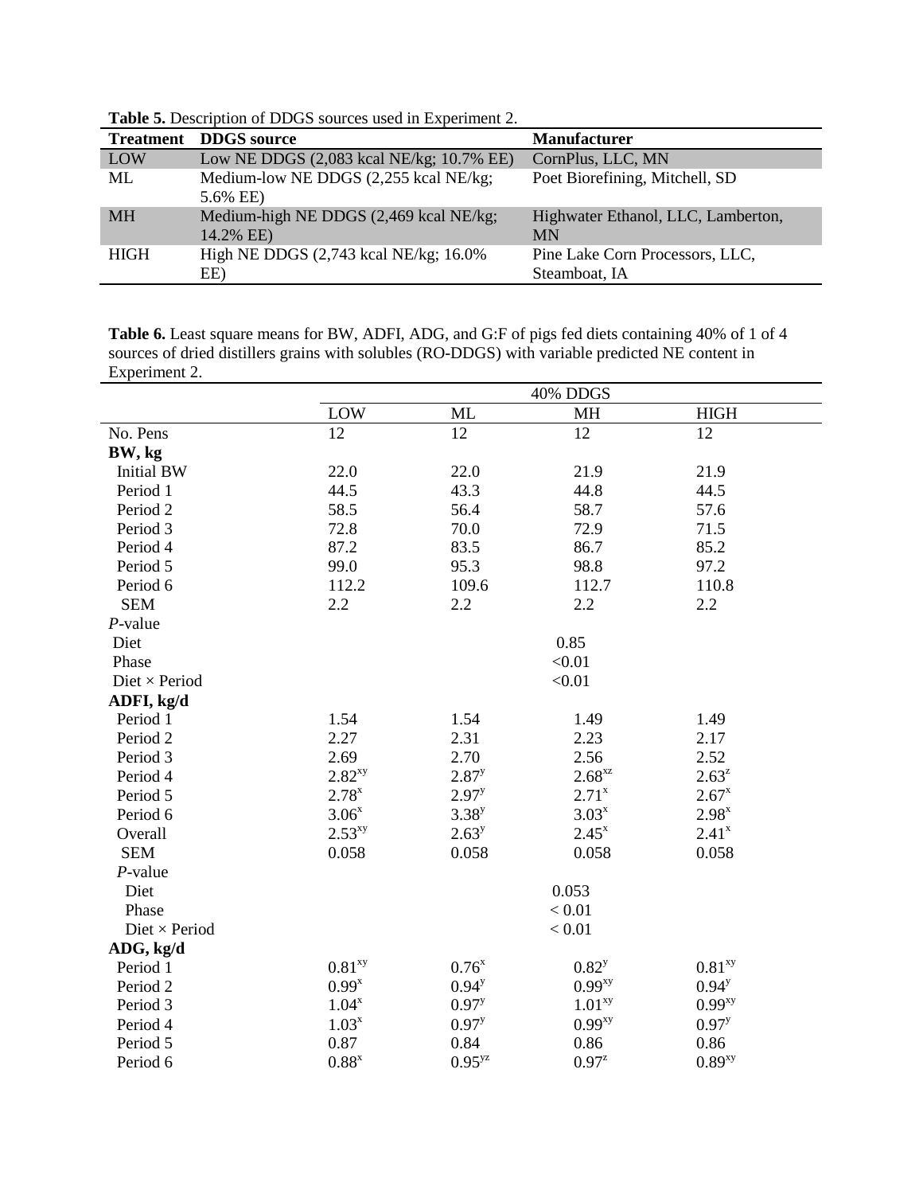**Table 5.** Description of DDGS sources used in Experiment 2.

| Treatment | DDGS source | Manufacturer |
|---|---|---|
| LOW | Low NE DDGS (2,083 kcal NE/kg; 10.7% EE) | CornPlus, LLC, MN |
| ML | Medium-low NE DDGS (2,255 kcal NE/kg; 5.6% EE) | Poet Biorefining, Mitchell, SD |
| MH | Medium-high NE DDGS (2,469 kcal NE/kg; 14.2% EE) | Highwater Ethanol, LLC, Lamberton, MN |
| HIGH | High NE DDGS (2,743 kcal NE/kg; 16.0% EE) | Pine Lake Corn Processors, LLC, Steamboat, IA |

**Table 6.** Least square means for BW, ADFI, ADG, and G:F of pigs fed diets containing 40% of 1 of 4 sources of dried distillers grains with solubles (RO-DDGS) with variable predicted NE content in Experiment 2.

| | 40% DDGS | | | |
|---|---|---|---|---|
| | LOW | ML | MH | HIGH |
| No. Pens | 12 | 12 | 12 | 12 |
| **BW, kg** | | | | |
| Initial BW | 22.0 | 22.0 | 21.9 | 21.9 |
| Period 1 | 44.5 | 43.3 | 44.8 | 44.5 |
| Period 2 | 58.5 | 56.4 | 58.7 | 57.6 |
| Period 3 | 72.8 | 70.0 | 72.9 | 71.5 |
| Period 4 | 87.2 | 83.5 | 86.7 | 85.2 |
| Period 5 | 99.0 | 95.3 | 98.8 | 97.2 |
| Period 6 | 112.2 | 109.6 | 112.7 | 110.8 |
| SEM | 2.2 | 2.2 | 2.2 | 2.2 |
| *P*-value | | | | |
| Diet | | | 0.85 | |
| Phase | | | <0.01 | |
| Diet × Period | | | <0.01 | |
| **ADFI, kg/d** | | | | |
| Period 1 | 1.54 | 1.54 | 1.49 | 1.49 |
| Period 2 | 2.27 | 2.31 | 2.23 | 2.17 |
| Period 3 | 2.69 | 2.70 | 2.56 | 2.52 |
| Period 4 | 2.82[xy] | 2.87[y] | 2.68[xz] | 2.63[z] |
| Period 5 | 2.78[x] | 2.97[y] | 2.71[x] | 2.67[x] |
| Period 6 | 3.06[x] | 3.38[y] | 3.03[x] | 2.98[x] |
| Overall | 2.53[xy] | 2.63[y] | 2.45[x] | 2.41[x] |
| SEM | 0.058 | 0.058 | 0.058 | 0.058 |
| *P*-value | | | | |
| Diet | | | 0.053 | |
| Phase | | | < 0.01 | |
| Diet × Period | | | < 0.01 | |
| **ADG, kg/d** | | | | |
| Period 1 | 0.81[xy] | 0.76[x] | 0.82[y] | 0.81[xy] |
| Period 2 | 0.99[x] | 0.94[y] | 0.99[xy] | 0.94[y] |
| Period 3 | 1.04[x] | 0.97[y] | 1.01[xy] | 0.99[xy] |
| Period 4 | 1.03[x] | 0.97[y] | 0.99[xy] | 0.97[y] |
| Period 5 | 0.87 | 0.84 | 0.86 | 0.86 |
| Period 6 | 0.88[x] | 0.95[yz] | 0.97[z] | 0.89[xy] |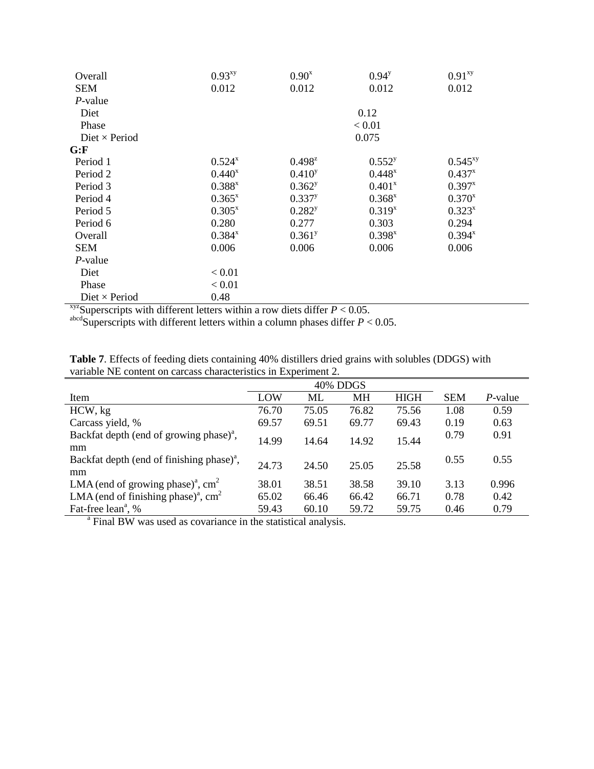| Item | | | | |
|---|---|---|---|---|
| Overall | 0.93[xy] | 0.90[x] | 0.94[y] | 0.91[xy] |
| SEM | 0.012 | 0.012 | 0.012 | 0.012 |
| *P*-value | | | | |
| Diet | | | 0.12 | |
| Phase | | | < 0.01 | |
| Diet × Period | | | 0.075 | |
| **G:F** | | | | |
| Period 1 | 0.524[x] | 0.498[z] | 0.552[y] | 0.545[xy] |
| Period 2 | 0.440[x] | 0.410[y] | 0.448[x] | 0.437[x] |
| Period 3 | 0.388[x] | 0.362[y] | 0.401[x] | 0.397[x] |
| Period 4 | 0.365[x] | 0.337[y] | 0.368[x] | 0.370[x] |
| Period 5 | 0.305[x] | 0.282[y] | 0.319[x] | 0.323[x] |
| Period 6 | 0.280 | 0.277 | 0.303 | 0.294 |
| Overall | 0.384[x] | 0.361[y] | 0.398[x] | 0.394[x] |
| SEM | 0.006 | 0.006 | 0.006 | 0.006 |
| *P*-value | | | | |
| Diet | < 0.01 | | | |
| Phase | < 0.01 | | | |
| Diet × Period | 0.48 | | | |

[xyz]Superscripts with different letters within a row diets differ $P < 0.05$.
[abcd]Superscripts with different letters within a column phases differ $P < 0.05$.

**Table 7**. Effects of feeding diets containing 40% distillers dried grains with solubles (DDGS) with variable NE content on carcass characteristics in Experiment 2.

| | 40% DDGS | | | | | |
|---|---|---|---|---|---|---|
| Item | LOW | ML | MH | HIGH | SEM | *P*-value |
| HCW, kg | 76.70 | 75.05 | 76.82 | 75.56 | 1.08 | 0.59 |
| Carcass yield, % | 69.57 | 69.51 | 69.77 | 69.43 | 0.19 | 0.63 |
| Backfat depth (end of growing phase)[a], mm | 14.99 | 14.64 | 14.92 | 15.44 | 0.79 | 0.91 |
| Backfat depth (end of finishing phase)[a], mm | 24.73 | 24.50 | 25.05 | 25.58 | 0.55 | 0.55 |
| LMA (end of growing phase)[a], $cm^2$ | 38.01 | 38.51 | 38.58 | 39.10 | 3.13 | 0.996 |
| LMA (end of finishing phase)[a], $cm^2$ | 65.02 | 66.46 | 66.42 | 66.71 | 0.78 | 0.42 |
| Fat-free lean[a], % | 59.43 | 60.10 | 59.72 | 59.75 | 0.46 | 0.79 |

[a] Final BW was used as covariance in the statistical analysis.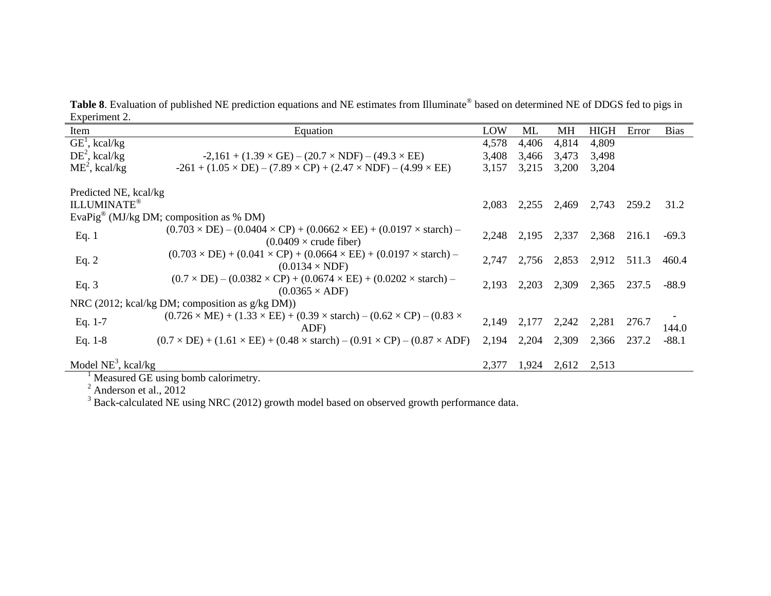**Table 8**. Evaluation of published NE prediction equations and NE estimates from Illuminate® based on determined NE of DDGS fed to pigs in Experiment 2.

| Item | Equation | LOW | ML | MH | HIGH | Error | Bias |
|---|---|---|---|---|---|---|---|
| GE[1], kcal/kg | | 4,578 | 4,406 | 4,814 | 4,809 | | |
| DE[2], kcal/kg | $-2,161 + (1.39 \times GE) - (20.7 \times NDF) - (49.3 \times EE)$ | 3,408 | 3,466 | 3,473 | 3,498 | | |
| ME[2], kcal/kg | $-261 + (1.05 \times DE) - (7.89 \times CP) + (2.47 \times NDF) - (4.99 \times EE)$ | 3,157 | 3,215 | 3,200 | 3,204 | | |
| Predicted NE, kcal/kg | | | | | | | |
| ILLUMINATE® | | 2,083 | 2,255 | 2,469 | 2,743 | 259.2 | 31.2 |
| EvaPig® (MJ/kg DM; composition as % DM) | | | | | | | |
| Eq. 1 | $(0.703 \times DE) - (0.0404 \times CP) + (0.0662 \times EE) + (0.0197 \times starch) - (0.0409 \times crude\ fiber)$ | 2,248 | 2,195 | 2,337 | 2,368 | 216.1 | -69.3 |
| Eq. 2 | $(0.703 \times DE) + (0.041 \times CP) + (0.0664 \times EE) + (0.0197 \times starch) - (0.0134 \times NDF)$ | 2,747 | 2,756 | 2,853 | 2,912 | 511.3 | 460.4 |
| Eq. 3 | $(0.7 \times DE) - (0.0382 \times CP) + (0.0674 \times EE) + (0.0202 \times starch) - (0.0365 \times ADF)$ | 2,193 | 2,203 | 2,309 | 2,365 | 237.5 | -88.9 |
| NRC (2012; kcal/kg DM; composition as g/kg DM)) | | | | | | | |
| Eq. 1-7 | $(0.726 \times ME) + (1.33 \times EE) + (0.39 \times starch) - (0.62 \times CP) - (0.83 \times ADF)$ | 2,149 | 2,177 | 2,242 | 2,281 | 276.7 | -144.0 |
| Eq. 1-8 | $(0.7 \times DE) + (1.61 \times EE) + (0.48 \times starch) - (0.91 \times CP) - (0.87 \times ADF)$ | 2,194 | 2,204 | 2,309 | 2,366 | 237.2 | -88.1 |
| Model NE[3], kcal/kg | | 2,377 | 1,924 | 2,612 | 2,513 | | |

[1] Measured GE using bomb calorimetry.

[2] Anderson et al., 2012

[3] Back-calculated NE using NRC (2012) growth model based on observed growth performance data.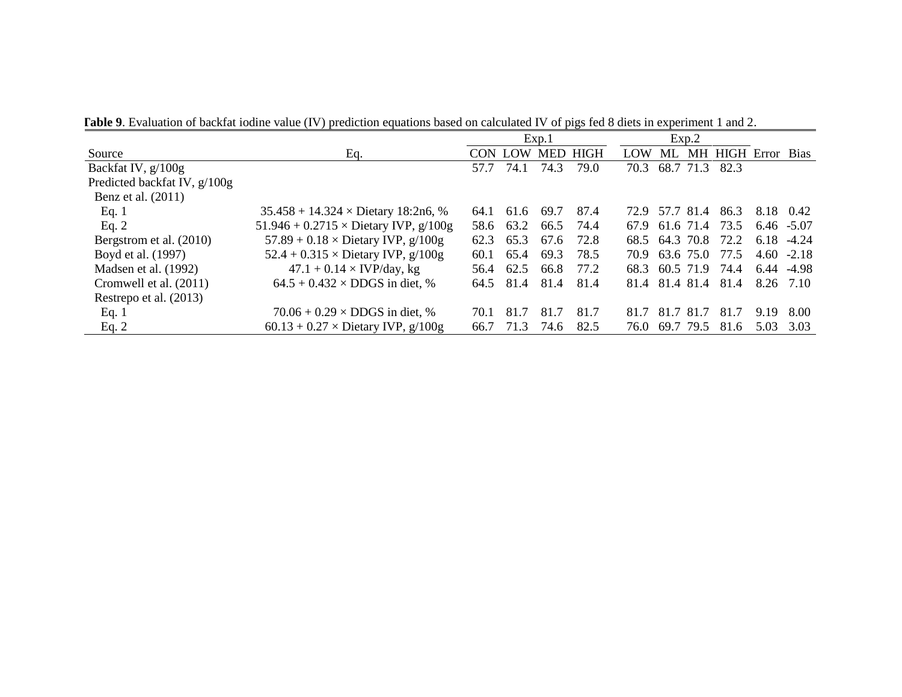**Table 9**. Evaluation of backfat iodine value (IV) prediction equations based on calculated IV of pigs fed 8 diets in experiment 1 and 2.

| | | Exp.1 | | | | Exp.2 | | | | | |
|---|---|---|---|---|---|---|---|---|---|---|---|
| Source | Eq. | CON | LOW | MED | HIGH | LOW | ML | MH | HIGH | Error | Bias |
| Backfat IV, g/100g | | 57.7 | 74.1 | 74.3 | 79.0 | 70.3 | 68.7 | 71.3 | 82.3 | | |
| Predicted backfat IV, g/100g | | | | | | | | | | | |
| Benz et al. (2011) | | | | | | | | | | | |
| Eq. 1 | 35.458 + 14.324 × Dietary 18:2n6, % | 64.1 | 61.6 | 69.7 | 87.4 | 72.9 | 57.7 | 81.4 | 86.3 | 8.18 | 0.42 |
| Eq. 2 | 51.946 + 0.2715 × Dietary IVP, g/100g | 58.6 | 63.2 | 66.5 | 74.4 | 67.9 | 61.6 | 71.4 | 73.5 | 6.46 | -5.07 |
| Bergstrom et al. (2010) | 57.89 + 0.18 × Dietary IVP, g/100g | 62.3 | 65.3 | 67.6 | 72.8 | 68.5 | 64.3 | 70.8 | 72.2 | 6.18 | -4.24 |
| Boyd et al. (1997) | 52.4 + 0.315 × Dietary IVP, g/100g | 60.1 | 65.4 | 69.3 | 78.5 | 70.9 | 63.6 | 75.0 | 77.5 | 4.60 | -2.18 |
| Madsen et al. (1992) | 47.1 + 0.14 × IVP/day, kg | 56.4 | 62.5 | 66.8 | 77.2 | 68.3 | 60.5 | 71.9 | 74.4 | 6.44 | -4.98 |
| Cromwell et al. (2011) | 64.5 + 0.432 × DDGS in diet, % | 64.5 | 81.4 | 81.4 | 81.4 | 81.4 | 81.4 | 81.4 | 81.4 | 8.26 | 7.10 |
| Restrepo et al. (2013) | | | | | | | | | | | |
| Eq. 1 | 70.06 + 0.29 × DDGS in diet, % | 70.1 | 81.7 | 81.7 | 81.7 | 81.7 | 81.7 | 81.7 | 81.7 | 9.19 | 8.00 |
| Eq. 2 | 60.13 + 0.27 × Dietary IVP, g/100g | 66.7 | 71.3 | 74.6 | 82.5 | 76.0 | 69.7 | 79.5 | 81.6 | 5.03 | 3.03 |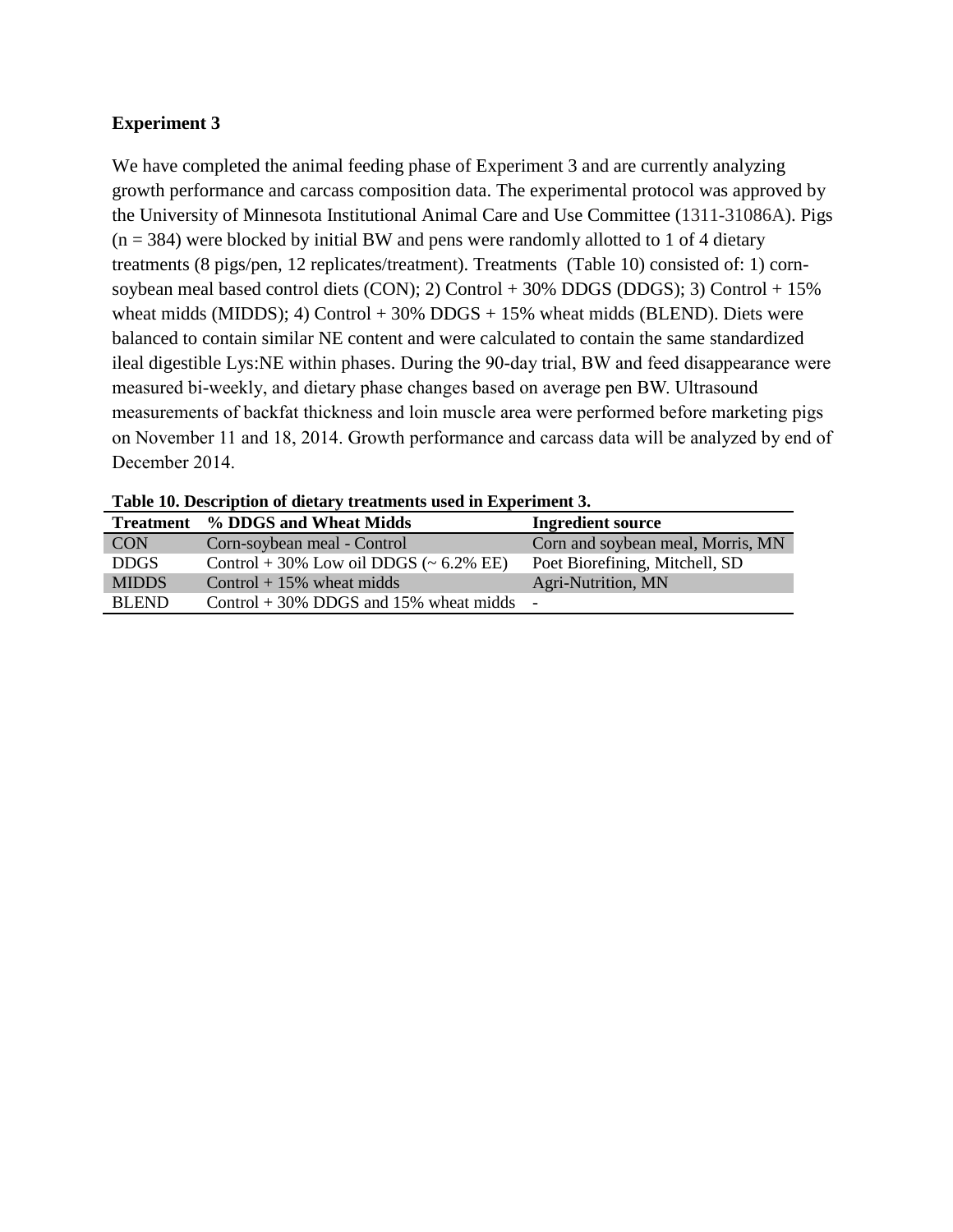## Experiment 3

We have completed the animal feeding phase of Experiment 3 and are currently analyzing growth performance and carcass composition data. The experimental protocol was approved by the University of Minnesota Institutional Animal Care and Use Committee (1311-31086A). Pigs (n = 384) were blocked by initial BW and pens were randomly allotted to 1 of 4 dietary treatments (8 pigs/pen, 12 replicates/treatment). Treatments (Table 10) consisted of: 1) corn-soybean meal based control diets (CON); 2) Control + 30% DDGS (DDGS); 3) Control + 15% wheat midds (MIDDS); 4) Control + 30% DDGS + 15% wheat midds (BLEND). Diets were balanced to contain similar NE content and were calculated to contain the same standardized ileal digestible Lys:NE within phases. During the 90-day trial, BW and feed disappearance were measured bi-weekly, and dietary phase changes based on average pen BW. Ultrasound measurements of backfat thickness and loin muscle area were performed before marketing pigs on November 11 and 18, 2014. Growth performance and carcass data will be analyzed by end of December 2014.

**Table 10. Description of dietary treatments used in Experiment 3.**

| Treatment | % DDGS and Wheat Midds | Ingredient source |
|---|---|---|
| CON | Corn-soybean meal - Control | Corn and soybean meal, Morris, MN |
| DDGS | Control + 30% Low oil DDGS (~ 6.2% EE) | Poet Biorefining, Mitchell, SD |
| MIDDS | Control + 15% wheat midds | Agri-Nutrition, MN |
| BLEND | Control + 30% DDGS and 15% wheat midds | - |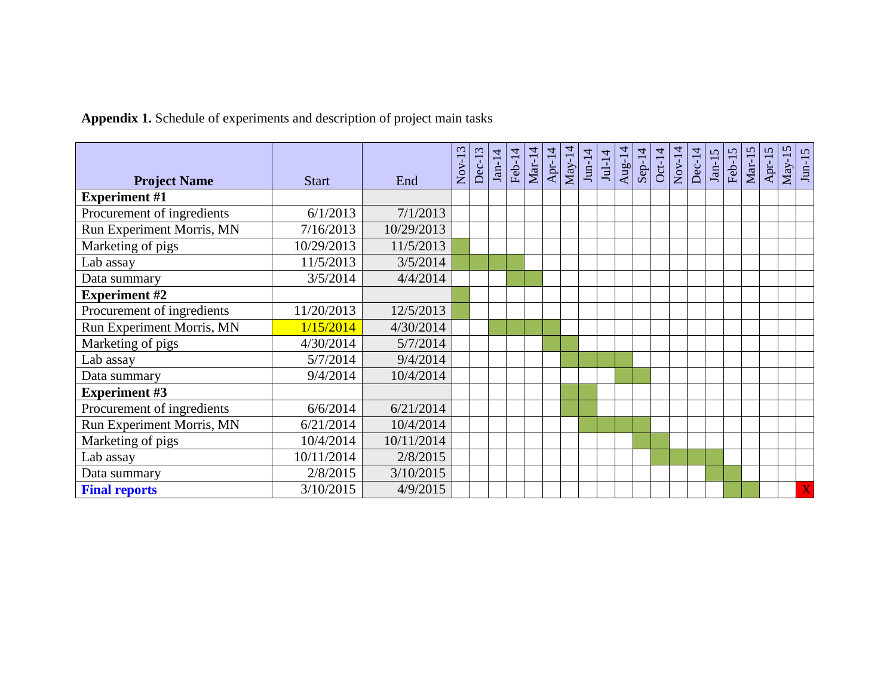**Appendix 1.** Schedule of experiments and description of project main tasks

| Project Name | Start | End | Nov-13 | Dec-13 | Jan-14 | Feb-14 | Mar-14 | Apr-14 | May-14 | Jun-14 | Jul-14 | Aug-14 | Sep-14 | Oct-14 | Nov-14 | Dec-14 | Jan-15 | Feb-15 | Mar-15 | Apr-15 | May-15 | Jun-15 |
|---|---|---|---|---|---|---|---|---|---|---|---|---|---|---|---|---|---|---|---|---|---|---|
| **Experiment #1** | | | | | | | | | | | | | | | | | | | | | | |
| Procurement of ingredients | 6/1/2013 | 7/1/2013 | | | | | | | | | | | | | | | | | | | | |
| Run Experiment Morris, MN | 7/16/2013 | 10/29/2013 | | | | | | | | | | | | | | | | | | | | |
| Marketing of pigs | 10/29/2013 | 11/5/2013 | | | | | | | | | | | | | | | | | | | | |
| Lab assay | 11/5/2013 | 3/5/2014 | | | | | | | | | | | | | | | | | | | | |
| Data summary | 3/5/2014 | 4/4/2014 | | | | | | | | | | | | | | | | | | | | |
| **Experiment #2** | | | | | | | | | | | | | | | | | | | | | | |
| Procurement of ingredients | 11/20/2013 | 12/5/2013 | | | | | | | | | | | | | | | | | | | | |
| Run Experiment Morris, MN | 1/15/2014 | 4/30/2014 | | | | | | | | | | | | | | | | | | | | |
| Marketing of pigs | 4/30/2014 | 5/7/2014 | | | | | | | | | | | | | | | | | | | | |
| Lab assay | 5/7/2014 | 9/4/2014 | | | | | | | | | | | | | | | | | | | | |
| Data summary | 9/4/2014 | 10/4/2014 | | | | | | | | | | | | | | | | | | | | |
| **Experiment #3** | | | | | | | | | | | | | | | | | | | | | | |
| Procurement of ingredients | 6/6/2014 | 6/21/2014 | | | | | | | | | | | | | | | | | | | | |
| Run Experiment Morris, MN | 6/21/2014 | 10/4/2014 | | | | | | | | | | | | | | | | | | | | |
| Marketing of pigs | 10/4/2014 | 10/11/2014 | | | | | | | | | | | | | | | | | | | | |
| Lab assay | 10/11/2014 | 2/8/2015 | | | | | | | | | | | | | | | | | | | | |
| Data summary | 2/8/2015 | 3/10/2015 | | | | | | | | | | | | | | | | | | | | |
| **Final reports** | 3/10/2015 | 4/9/2015 | | | | | | | | | | | | | | | | | | | | X |